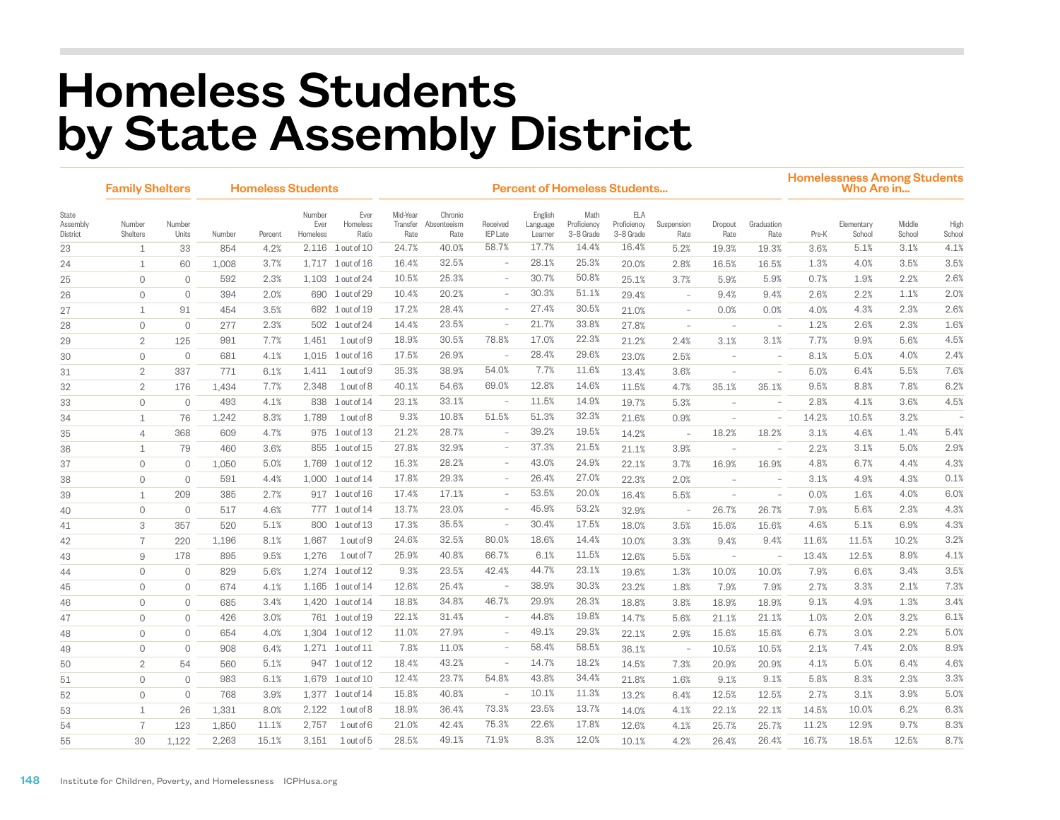# Homeless Students by State Assembly District

| | Family Shelters | | Homeless Students | | | | Percent of Homeless Students... | | | | | | | | | Homelessness Among Students Who Are in... | | | |
|---|---|---|---|---|---|---|---|---|---|---|---|---|---|---|---|---|---|---|---|
| State Assembly District | Number Shelters | Number Units | Number | Percent | Number Ever Homeless | Ever Homeless Ratio | Mid-Year Transfer Rate | Chronic Absenteeism Rate | Received IEP Late | English Language Learner | Math Proficiency 3–8 Grade | ELA Proficiency 3–8 Grade | Suspension Rate | Dropout Rate | Graduation Rate | Pre-K | Elementary School | Middle School | High School |
| 23 | 1 | 33 | 854 | 4.2% | 2,116 | 1 out of 10 | 24.7% | 40.0% | 58.7% | 17.7% | 14.4% | 16.4% | 5.2% | 19.3% | 19.3% | 3.6% | 5.1% | 3.1% | 4.1% |
| 24 | 1 | 60 | 1,008 | 3.7% | 1,717 | 1 out of 16 | 16.4% | 32.5% | – | 28.1% | 25.3% | 20.0% | 2.8% | 16.5% | 16.5% | 1.3% | 4.0% | 3.5% | 3.5% |
| 25 | 0 | 0 | 592 | 2.3% | 1,103 | 1 out of 24 | 10.5% | 25.3% | – | 30.7% | 50.8% | 25.1% | 3.7% | 5.9% | 5.9% | 0.7% | 1.9% | 2.2% | 2.6% |
| 26 | 0 | 0 | 394 | 2.0% | 690 | 1 out of 29 | 10.4% | 20.2% | – | 30.3% | 51.1% | 29.4% | – | 9.4% | 9.4% | 2.6% | 2.2% | 1.1% | 2.0% |
| 27 | 1 | 91 | 454 | 3.5% | 692 | 1 out of 19 | 17.2% | 28.4% | – | 27.4% | 30.5% | 21.0% | – | 0.0% | 0.0% | 4.0% | 4.3% | 2.3% | 2.6% |
| 28 | 0 | 0 | 277 | 2.3% | 502 | 1 out of 24 | 14.4% | 23.5% | – | 21.7% | 33.8% | 27.8% | – | – | – | 1.2% | 2.6% | 2.3% | 1.6% |
| 29 | 2 | 125 | 991 | 7.7% | 1,451 | 1 out of 9 | 18.9% | 30.5% | 78.8% | 17.0% | 22.3% | 21.2% | 2.4% | 3.1% | 3.1% | 7.7% | 9.9% | 5.6% | 4.5% |
| 30 | 0 | 0 | 681 | 4.1% | 1,015 | 1 out of 16 | 17.5% | 26.9% | – | 28.4% | 29.6% | 23.0% | 2.5% | – | – | 8.1% | 5.0% | 4.0% | 2.4% |
| 31 | 2 | 337 | 771 | 6.1% | 1,411 | 1 out of 9 | 35.3% | 38.9% | 54.0% | 7.7% | 11.6% | 13.4% | 3.6% | – | – | 5.0% | 6.4% | 5.5% | 7.6% |
| 32 | 2 | 176 | 1,434 | 7.7% | 2,348 | 1 out of 8 | 40.1% | 54.6% | 69.0% | 12.8% | 14.6% | 11.5% | 4.7% | 35.1% | 35.1% | 9.5% | 8.8% | 7.8% | 6.2% |
| 33 | 0 | 0 | 493 | 4.1% | 838 | 1 out of 14 | 23.1% | 33.1% | – | 11.5% | 14.9% | 19.7% | 5.3% | – | – | 2.8% | 4.1% | 3.6% | 4.5% |
| 34 | 1 | 76 | 1,242 | 8.3% | 1,789 | 1 out of 8 | 9.3% | 10.8% | 51.5% | 51.3% | 32.3% | 21.6% | 0.9% | – | – | 14.2% | 10.5% | 3.2% | – |
| 35 | 4 | 368 | 609 | 4.7% | 975 | 1 out of 13 | 21.2% | 28.7% | – | 39.2% | 19.5% | 14.2% | – | 18.2% | 18.2% | 3.1% | 4.6% | 1.4% | 5.4% |
| 36 | 1 | 79 | 460 | 3.6% | 855 | 1 out of 15 | 27.8% | 32.9% | – | 37.3% | 21.5% | 21.1% | 3.9% | – | – | 2.2% | 3.1% | 5.0% | 2.9% |
| 37 | 0 | 0 | 1,050 | 5.0% | 1,769 | 1 out of 12 | 15.3% | 28.2% | – | 43.0% | 24.9% | 22.1% | 3.7% | 16.9% | 16.9% | 4.8% | 6.7% | 4.4% | 4.3% |
| 38 | 0 | 0 | 591 | 4.4% | 1,000 | 1 out of 14 | 17.8% | 29.3% | – | 26.4% | 27.0% | 22.3% | 2.0% | – | – | 3.1% | 4.9% | 4.3% | 0.1% |
| 39 | 1 | 209 | 385 | 2.7% | 917 | 1 out of 16 | 17.4% | 17.1% | – | 53.5% | 20.0% | 16.4% | 5.5% | – | – | 0.0% | 1.6% | 4.0% | 6.0% |
| 40 | 0 | 0 | 517 | 4.6% | 777 | 1 out of 14 | 13.7% | 23.0% | – | 45.9% | 53.2% | 32.9% | – | 26.7% | 26.7% | 7.9% | 5.6% | 2.3% | 4.3% |
| 41 | 3 | 357 | 520 | 5.1% | 800 | 1 out of 13 | 17.3% | 35.5% | – | 30.4% | 17.5% | 18.0% | 3.5% | 15.6% | 15.6% | 4.6% | 5.1% | 6.9% | 4.3% |
| 42 | 7 | 220 | 1,196 | 8.1% | 1,667 | 1 out of 9 | 24.6% | 32.5% | 80.0% | 18.6% | 14.4% | 10.0% | 3.3% | 9.4% | 9.4% | 11.6% | 11.5% | 10.2% | 3.2% |
| 43 | 9 | 178 | 895 | 9.5% | 1,276 | 1 out of 7 | 25.9% | 40.8% | 66.7% | 6.1% | 11.5% | 12.6% | 5.5% | – | – | 13.4% | 12.5% | 8.9% | 4.1% |
| 44 | 0 | 0 | 829 | 5.6% | 1,274 | 1 out of 12 | 9.3% | 23.5% | 42.4% | 44.7% | 23.1% | 19.6% | 1.3% | 10.0% | 10.0% | 7.9% | 6.6% | 3.4% | 3.5% |
| 45 | 0 | 0 | 674 | 4.1% | 1,165 | 1 out of 14 | 12.6% | 25.4% | – | 38.9% | 30.3% | 23.2% | 1.8% | 7.9% | 7.9% | 2.7% | 3.3% | 2.1% | 7.3% |
| 46 | 0 | 0 | 685 | 3.4% | 1,420 | 1 out of 14 | 18.8% | 34.8% | 46.7% | 29.9% | 26.3% | 18.8% | 3.8% | 18.9% | 18.9% | 9.1% | 4.9% | 1.3% | 3.4% |
| 47 | 0 | 0 | 426 | 3.0% | 761 | 1 out of 19 | 22.1% | 31.4% | – | 44.8% | 19.8% | 14.7% | 5.6% | 21.1% | 21.1% | 1.0% | 2.0% | 3.2% | 6.1% |
| 48 | 0 | 0 | 654 | 4.0% | 1,304 | 1 out of 12 | 11.0% | 27.9% | – | 49.1% | 29.3% | 22.1% | 2.9% | 15.6% | 15.6% | 6.7% | 3.0% | 2.2% | 5.0% |
| 49 | 0 | 0 | 908 | 6.4% | 1,271 | 1 out of 11 | 7.8% | 11.0% | – | 58.4% | 58.5% | 36.1% | – | 10.5% | 10.5% | 2.1% | 7.4% | 2.0% | 8.9% |
| 50 | 2 | 54 | 560 | 5.1% | 947 | 1 out of 12 | 18.4% | 43.2% | – | 14.7% | 18.2% | 14.5% | 7.3% | 20.9% | 20.9% | 4.1% | 5.0% | 6.4% | 4.6% |
| 51 | 0 | 0 | 983 | 6.1% | 1,679 | 1 out of 10 | 12.4% | 23.7% | 54.8% | 43.8% | 34.4% | 21.8% | 1.6% | 9.1% | 9.1% | 5.8% | 8.3% | 2.3% | 3.3% |
| 52 | 0 | 0 | 768 | 3.9% | 1,377 | 1 out of 14 | 15.8% | 40.8% | – | 10.1% | 11.3% | 13.2% | 6.4% | 12.5% | 12.5% | 2.7% | 3.1% | 3.9% | 5.0% |
| 53 | 1 | 26 | 1,331 | 8.0% | 2,122 | 1 out of 8 | 18.9% | 36.4% | 73.3% | 23.5% | 13.7% | 14.0% | 4.1% | 22.1% | 22.1% | 14.5% | 10.0% | 6.2% | 6.3% |
| 54 | 7 | 123 | 1,850 | 11.1% | 2,757 | 1 out of 6 | 21.0% | 42.4% | 75.3% | 22.6% | 17.8% | 12.6% | 4.1% | 25.7% | 25.7% | 11.2% | 12.9% | 9.7% | 8.3% |
| 55 | 30 | 1,122 | 2,263 | 15.1% | 3,151 | 1 out of 5 | 28.5% | 49.1% | 71.9% | 8.3% | 12.0% | 10.1% | 4.2% | 26.4% | 26.4% | 16.7% | 18.5% | 12.5% | 8.7% |

Institute for Children, Poverty, and Homelessness ICPHusa.org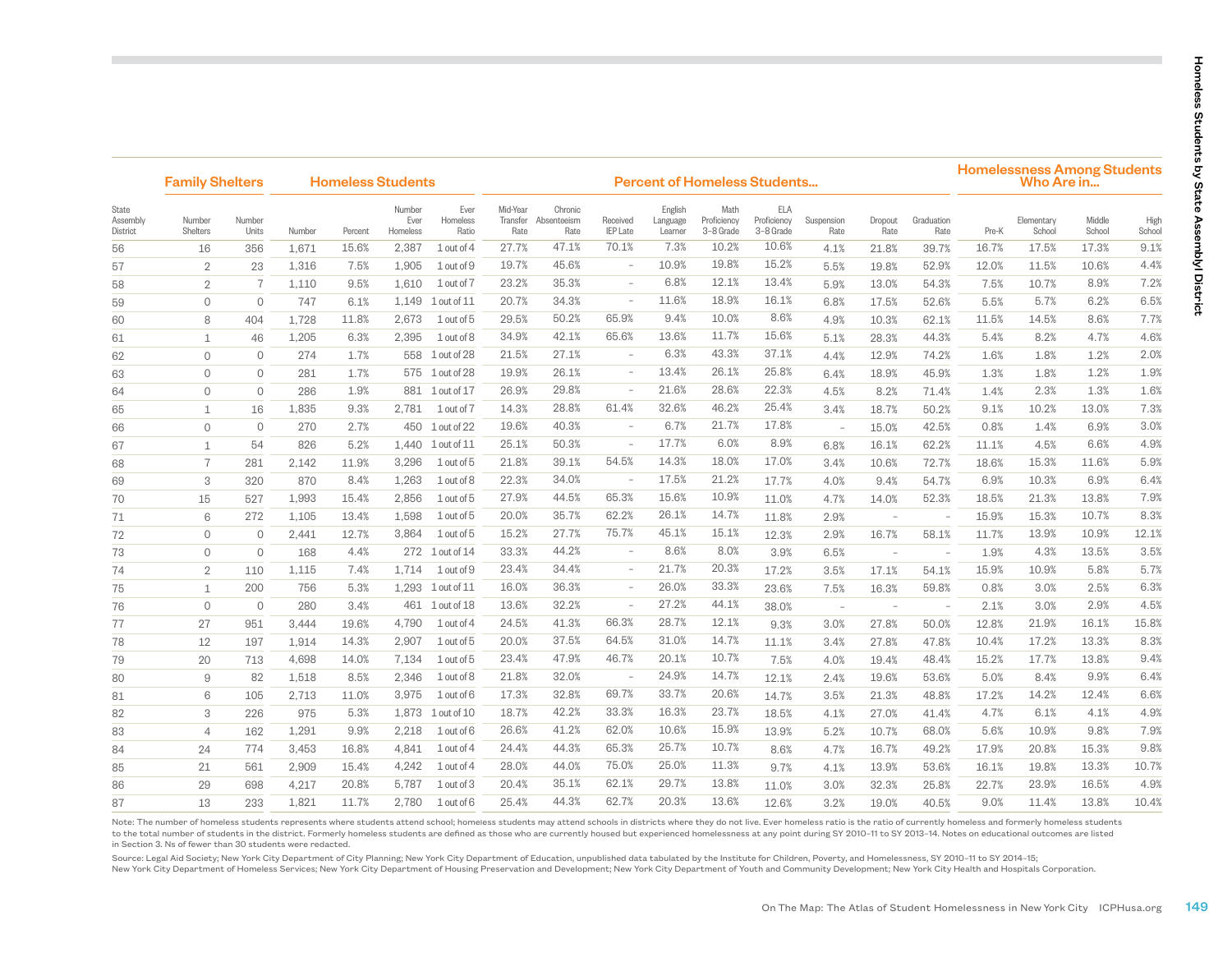| State Assembly District | Family Shelters | | Homeless Students | | | | Percent of Homeless Students... | | | | | | | | | | Homelessness Among Students Who Are in... | | | |
|---|---|---|---|---|---|---|---|---|---|---|---|---|---|---|---|---|---|---|---|
| | Number Shelters | Number Units | Number | Percent | Number Ever Homeless | Ever Homeless Ratio | Mid-Year Transfer Rate | Chronic Absenteeism Rate | Received IEP Late | English Language Learner | Math Proficiency 3–8 Grade | ELA Proficiency 3–8 Grade | Suspension Rate | Dropout Rate | Graduation Rate | Pre-K | Elementary School | Middle School | High School |
| 56 | 16 | 356 | 1,671 | 15.6% | 2,387 | 1 out of 4 | 27.7% | 47.1% | 70.1% | 7.3% | 10.2% | 10.6% | 4.1% | 21.8% | 39.7% | 16.7% | 17.5% | 17.3% | 9.1% |
| 57 | 2 | 23 | 1,316 | 7.5% | 1,905 | 1 out of 9 | 19.7% | 45.6% | – | 10.9% | 19.8% | 15.2% | 5.5% | 19.8% | 52.9% | 12.0% | 11.5% | 10.6% | 4.4% |
| 58 | 2 | 7 | 1,110 | 9.5% | 1,610 | 1 out of 7 | 23.2% | 35.3% | – | 6.8% | 12.1% | 13.4% | 5.9% | 13.0% | 54.3% | 7.5% | 10.7% | 8.9% | 7.2% |
| 59 | 0 | 0 | 747 | 6.1% | 1,149 | 1 out of 11 | 20.7% | 34.3% | – | 11.6% | 18.9% | 16.1% | 6.8% | 17.5% | 52.6% | 5.5% | 5.7% | 6.2% | 6.5% |
| 60 | 8 | 404 | 1,728 | 11.8% | 2,673 | 1 out of 5 | 29.5% | 50.2% | 65.9% | 9.4% | 10.0% | 8.6% | 4.9% | 10.3% | 62.1% | 11.5% | 14.5% | 8.6% | 7.7% |
| 61 | 1 | 46 | 1,205 | 6.3% | 2,395 | 1 out of 8 | 34.9% | 42.1% | 65.6% | 13.6% | 11.7% | 15.6% | 5.1% | 28.3% | 44.3% | 5.4% | 8.2% | 4.7% | 4.6% |
| 62 | 0 | 0 | 274 | 1.7% | 558 | 1 out of 28 | 21.5% | 27.1% | – | 6.3% | 43.3% | 37.1% | 4.4% | 12.9% | 74.2% | 1.6% | 1.8% | 1.2% | 2.0% |
| 63 | 0 | 0 | 281 | 1.7% | 575 | 1 out of 28 | 19.9% | 26.1% | – | 13.4% | 26.1% | 25.8% | 6.4% | 18.9% | 45.9% | 1.3% | 1.8% | 1.2% | 1.9% |
| 64 | 0 | 0 | 286 | 1.9% | 881 | 1 out of 17 | 26.9% | 29.8% | – | 21.6% | 28.6% | 22.3% | 4.5% | 8.2% | 71.4% | 1.4% | 2.3% | 1.3% | 1.6% |
| 65 | 1 | 16 | 1,835 | 9.3% | 2,781 | 1 out of 7 | 14.3% | 28.8% | 61.4% | 32.6% | 46.2% | 25.4% | 3.4% | 18.7% | 50.2% | 9.1% | 10.2% | 13.0% | 7.3% |
| 66 | 0 | 0 | 270 | 2.7% | 450 | 1 out of 22 | 19.6% | 40.3% | – | 6.7% | 21.7% | 17.8% | – | 15.0% | 42.5% | 0.8% | 1.4% | 6.9% | 3.0% |
| 67 | 1 | 54 | 826 | 5.2% | 1,440 | 1 out of 11 | 25.1% | 50.3% | – | 17.7% | 6.0% | 8.9% | 6.8% | 16.1% | 62.2% | 11.1% | 4.5% | 6.6% | 4.9% |
| 68 | 7 | 281 | 2,142 | 11.9% | 3,296 | 1 out of 5 | 21.8% | 39.1% | 54.5% | 14.3% | 18.0% | 17.0% | 3.4% | 10.6% | 72.7% | 18.6% | 15.3% | 11.6% | 5.9% |
| 69 | 3 | 320 | 870 | 8.4% | 1,263 | 1 out of 8 | 22.3% | 34.0% | – | 17.5% | 21.2% | 17.7% | 4.0% | 9.4% | 54.7% | 6.9% | 10.3% | 6.9% | 6.4% |
| 70 | 15 | 527 | 1,993 | 15.4% | 2,856 | 1 out of 5 | 27.9% | 44.5% | 65.3% | 15.6% | 10.9% | 11.0% | 4.7% | 14.0% | 52.3% | 18.5% | 21.3% | 13.8% | 7.9% |
| 71 | 6 | 272 | 1,105 | 13.4% | 1,598 | 1 out of 5 | 20.0% | 35.7% | 62.2% | 26.1% | 14.7% | 11.8% | 2.9% | – | – | 15.9% | 15.3% | 10.7% | 8.3% |
| 72 | 0 | 0 | 2,441 | 12.7% | 3,864 | 1 out of 5 | 15.2% | 27.7% | 75.7% | 45.1% | 15.1% | 12.3% | 2.9% | 16.7% | 58.1% | 11.7% | 13.9% | 10.9% | 12.1% |
| 73 | 0 | 0 | 168 | 4.4% | 272 | 1 out of 14 | 33.3% | 44.2% | – | 8.6% | 8.0% | 3.9% | 6.5% | – | – | 1.9% | 4.3% | 13.5% | 3.5% |
| 74 | 2 | 110 | 1,115 | 7.4% | 1,714 | 1 out of 9 | 23.4% | 34.4% | – | 21.7% | 20.3% | 17.2% | 3.5% | 17.1% | 54.1% | 15.9% | 10.9% | 5.8% | 5.7% |
| 75 | 1 | 200 | 756 | 5.3% | 1,293 | 1 out of 11 | 16.0% | 36.3% | – | 26.0% | 33.3% | 23.6% | 7.5% | 16.3% | 59.8% | 0.8% | 3.0% | 2.5% | 6.3% |
| 76 | 0 | 0 | 280 | 3.4% | 461 | 1 out of 18 | 13.6% | 32.2% | – | 27.2% | 44.1% | 38.0% | – | – | – | 2.1% | 3.0% | 2.9% | 4.5% |
| 77 | 27 | 951 | 3,444 | 19.6% | 4,790 | 1 out of 4 | 24.5% | 41.3% | 66.3% | 28.7% | 12.1% | 9.3% | 3.0% | 27.8% | 50.0% | 12.8% | 21.9% | 16.1% | 15.8% |
| 78 | 12 | 197 | 1,914 | 14.3% | 2,907 | 1 out of 5 | 20.0% | 37.5% | 64.5% | 31.0% | 14.7% | 11.1% | 3.4% | 27.8% | 47.8% | 10.4% | 17.2% | 13.3% | 8.3% |
| 79 | 20 | 713 | 4,698 | 14.0% | 7,134 | 1 out of 5 | 23.4% | 47.9% | 46.7% | 20.1% | 10.7% | 7.5% | 4.0% | 19.4% | 48.4% | 15.2% | 17.7% | 13.8% | 9.4% |
| 80 | 9 | 82 | 1,518 | 8.5% | 2,346 | 1 out of 8 | 21.8% | 32.0% | – | 24.9% | 14.7% | 12.1% | 2.4% | 19.6% | 53.6% | 5.0% | 8.4% | 9.9% | 6.4% |
| 81 | 6 | 105 | 2,713 | 11.0% | 3,975 | 1 out of 6 | 17.3% | 32.8% | 69.7% | 33.7% | 20.6% | 14.7% | 3.5% | 21.3% | 48.8% | 17.2% | 14.2% | 12.4% | 6.6% |
| 82 | 3 | 226 | 975 | 5.3% | 1,873 | 1 out of 10 | 18.7% | 42.2% | 33.3% | 16.3% | 23.7% | 18.5% | 4.1% | 27.0% | 41.4% | 4.7% | 6.1% | 4.1% | 4.9% |
| 83 | 4 | 162 | 1,291 | 9.9% | 2,218 | 1 out of 6 | 26.6% | 41.2% | 62.0% | 10.6% | 15.9% | 13.9% | 5.2% | 10.7% | 68.0% | 5.6% | 10.9% | 9.8% | 7.9% |
| 84 | 24 | 774 | 3,453 | 16.8% | 4,841 | 1 out of 4 | 24.4% | 44.3% | 65.3% | 25.7% | 10.7% | 8.6% | 4.7% | 16.7% | 49.2% | 17.9% | 20.8% | 15.3% | 9.8% |
| 85 | 21 | 561 | 2,909 | 15.4% | 4,242 | 1 out of 4 | 28.0% | 44.0% | 75.0% | 25.0% | 11.3% | 9.7% | 4.1% | 13.9% | 53.6% | 16.1% | 19.8% | 13.3% | 10.7% |
| 86 | 29 | 698 | 4,217 | 20.8% | 5,787 | 1 out of 3 | 20.4% | 35.1% | 62.1% | 29.7% | 13.8% | 11.0% | 3.0% | 32.3% | 25.8% | 22.7% | 23.9% | 16.5% | 4.9% |
| 87 | 13 | 233 | 1,821 | 11.7% | 2,780 | 1 out of 6 | 25.4% | 44.3% | 62.7% | 20.3% | 13.6% | 12.6% | 3.2% | 19.0% | 40.5% | 9.0% | 11.4% | 13.8% | 10.4% |

Note: The number of homeless students represents where students attend school; homeless students may attend schools in districts where they do not live. Ever homeless ratio is the ratio of currently homeless and formerly homeless students to the total number of students in the district. Formerly homeless students are defined as those who are currently housed but experienced homelessness at any point during SY 2010–11 to SY 2013–14. Notes on educational outcomes are listed in Section 3. Ns of fewer than 30 students were redacted.

Source: Legal Aid Society; New York City Department of City Planning; New York City Department of Education, unpublished data tabulated by the Institute for Children, Poverty, and Homelessness, SY 2010–11 to SY 2014–15; New York City Department of Homeless Services; New York City Department of Housing Preservation and Development; New York City Department of Youth and Community Development; New York City Health and Hospitals Corporation.